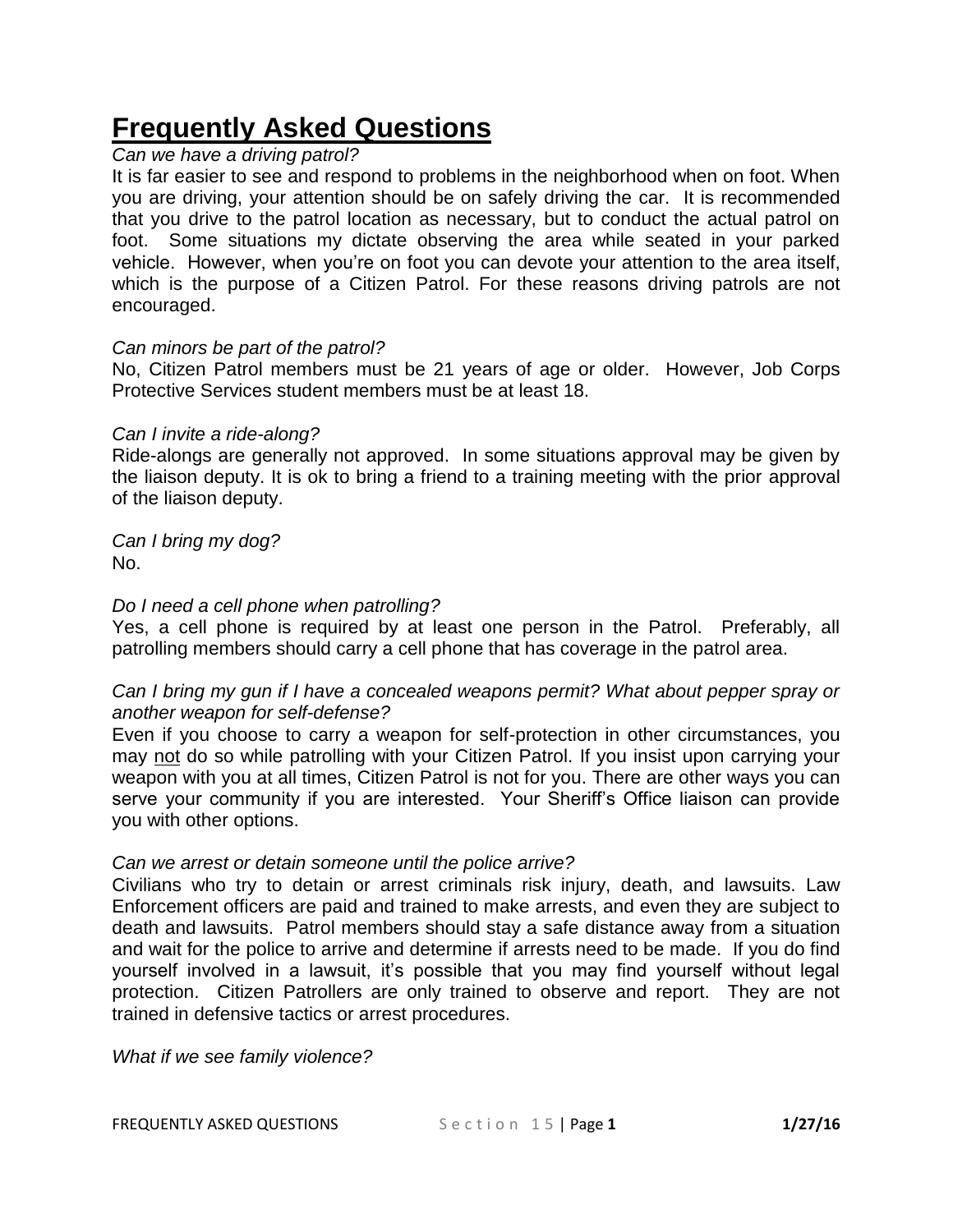# **Frequently Asked Questions**

*Can we have a driving patrol?*

It is far easier to see and respond to problems in the neighborhood when on foot. When you are driving, your attention should be on safely driving the car. It is recommended that you drive to the patrol location as necessary, but to conduct the actual patrol on foot. Some situations my dictate observing the area while seated in your parked vehicle. However, when you're on foot you can devote your attention to the area itself, which is the purpose of a Citizen Patrol. For these reasons driving patrols are not encouraged.

*Can minors be part of the patrol?*

No, Citizen Patrol members must be 21 years of age or older. However, Job Corps Protective Services student members must be at least 18.

*Can I invite a ride-along?*

Ride-alongs are generally not approved. In some situations approval may be given by the liaison deputy. It is ok to bring a friend to a training meeting with the prior approval of the liaison deputy.

*Can I bring my dog?*

No.

*Do I need a cell phone when patrolling?*

Yes, a cell phone is required by at least one person in the Patrol. Preferably, all patrolling members should carry a cell phone that has coverage in the patrol area.

*Can I bring my gun if I have a concealed weapons permit? What about pepper spray or another weapon for self-defense?*

Even if you choose to carry a weapon for self-protection in other circumstances, you may <u>not</u> do so while patrolling with your Citizen Patrol. If you insist upon carrying your weapon with you at all times, Citizen Patrol is not for you. There are other ways you can serve your community if you are interested. Your Sheriff's Office liaison can provide you with other options.

*Can we arrest or detain someone until the police arrive?*

Civilians who try to detain or arrest criminals risk injury, death, and lawsuits. Law Enforcement officers are paid and trained to make arrests, and even they are subject to death and lawsuits. Patrol members should stay a safe distance away from a situation and wait for the police to arrive and determine if arrests need to be made. If you do find yourself involved in a lawsuit, it's possible that you may find yourself without legal protection. Citizen Patrollers are only trained to observe and report. They are not trained in defensive tactics or arrest procedures.

*What if we see family violence?*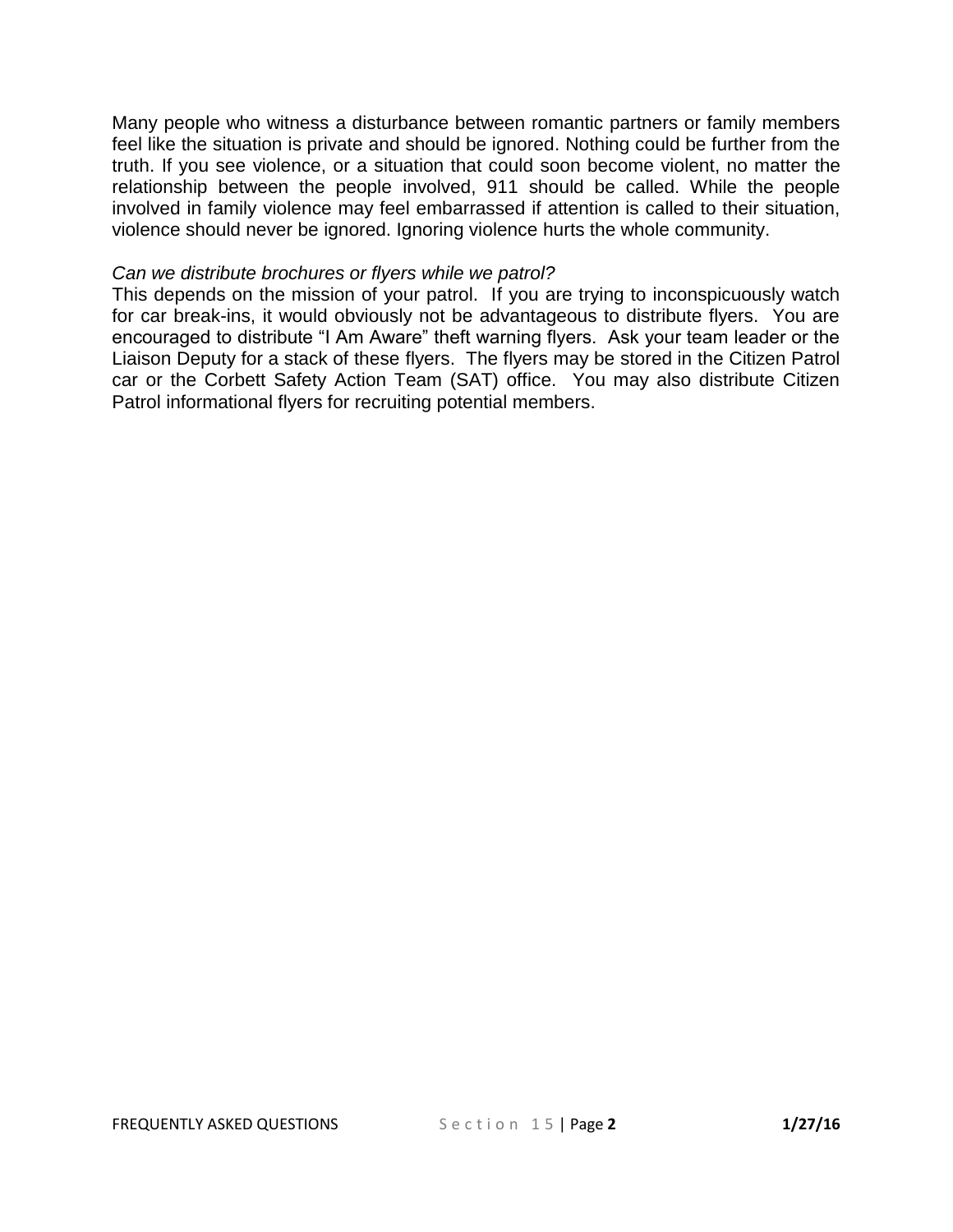Many people who witness a disturbance between romantic partners or family members feel like the situation is private and should be ignored. Nothing could be further from the truth. If you see violence, or a situation that could soon become violent, no matter the relationship between the people involved, 911 should be called. While the people involved in family violence may feel embarrassed if attention is called to their situation, violence should never be ignored. Ignoring violence hurts the whole community.

*Can we distribute brochures or flyers while we patrol?*

This depends on the mission of your patrol. If you are trying to inconspicuously watch for car break-ins, it would obviously not be advantageous to distribute flyers. You are encouraged to distribute "I Am Aware" theft warning flyers. Ask your team leader or the Liaison Deputy for a stack of these flyers. The flyers may be stored in the Citizen Patrol car or the Corbett Safety Action Team (SAT) office. You may also distribute Citizen Patrol informational flyers for recruiting potential members.